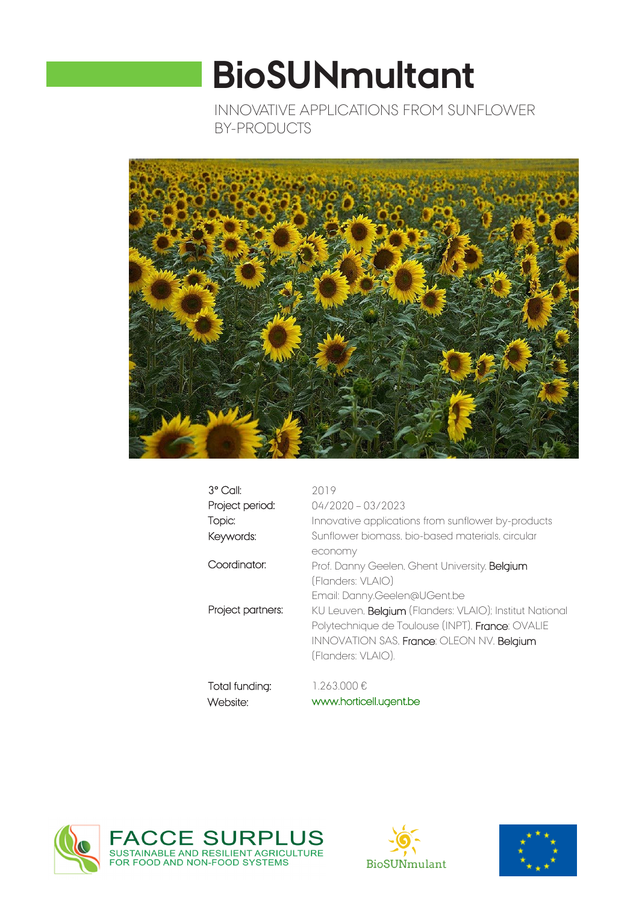# BioSUNmultant

INNOVATIVE APPLICATIONS FROM SUNFLOWER BY-PRODUCTS

| | |
|---|---|
| 3° Call: | 2019 |
| Project period: | 04/2020 – 03/2023 |
| Topic: | Innovative applications from sunflower by-products |
| Keywords: | Sunflower biomass, bio-based materials, circular economy |
| Coordinator: | Prof. Danny Geelen, Ghent University, Belgium (Flanders: VLAIO) Email: Danny.Geelen@UGent.be |
| Project partners: | KU Leuven, Belgium (Flanders: VLAIO); Institut National Polytechnique de Toulouse (INPT), France; OVALIE INNOVATION SAS, France; OLEON NV, Belgium (Flanders: VLAIO). |
| Total funding: | 1.263.000 € |
| Website: | www.horticell.ugent.be |

FACCE SURPLUS
SUSTAINABLE AND RESILIENT AGRICULTURE FOR FOOD AND NON-FOOD SYSTEMS

BioSUNmultant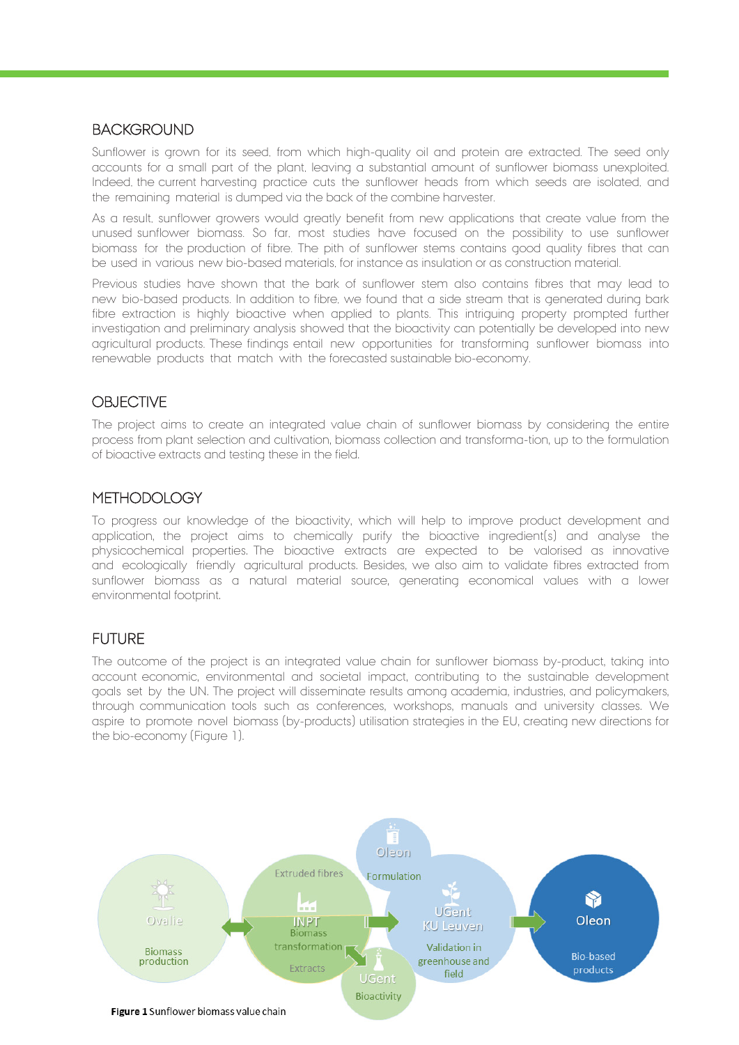## BACKGROUND

Sunflower is grown for its seed, from which high-quality oil and protein are extracted. The seed only accounts for a small part of the plant, leaving a substantial amount of sunflower biomass unexploited. Indeed, the current harvesting practice cuts the sunflower heads from which seeds are isolated, and the remaining material is dumped via the back of the combine harvester.

As a result, sunflower growers would greatly benefit from new applications that create value from the unused sunflower biomass. So far, most studies have focused on the possibility to use sunflower biomass for the production of fibre. The pith of sunflower stems contains good quality fibres that can be used in various new bio-based materials, for instance as insulation or as construction material.

Previous studies have shown that the bark of sunflower stem also contains fibres that may lead to new bio-based products. In addition to fibre, we found that a side stream that is generated during bark fibre extraction is highly bioactive when applied to plants. This intriguing property prompted further investigation and preliminary analysis showed that the bioactivity can potentially be developed into new agricultural products. These findings entail new opportunities for transforming sunflower biomass into renewable products that match with the forecasted sustainable bio-economy.

## OBJECTIVE

The project aims to create an integrated value chain of sunflower biomass by considering the entire process from plant selection and cultivation, biomass collection and transforma-tion, up to the formulation of bioactive extracts and testing these in the field.

## METHODOLOGY

To progress our knowledge of the bioactivity, which will help to improve product development and application, the project aims to chemically purify the bioactive ingredient(s) and analyse the physicochemical properties. The bioactive extracts are expected to be valorised as innovative and ecologically friendly agricultural products. Besides, we also aim to validate fibres extracted from sunflower biomass as a natural material source, generating economical values with a lower environmental footprint.

## FUTURE

The outcome of the project is an integrated value chain for sunflower biomass by-product, taking into account economic, environmental and societal impact, contributing to the sustainable development goals set by the UN. The project will disseminate results among academia, industries, and policymakers, through communication tools such as conferences, workshops, manuals and university classes. We aspire to promote novel biomass (by-products) utilisation strategies in the EU, creating new directions for the bio-economy (Figure 1).

Ovalie
Biomass production

Extruded fibres
INPT
Biomass transformation
Extracts

Oleon
Formulation

UGent
KU Leuven
Validation in greenhouse and field

UGent
Bioactivity

Oleon
Bio-based products

**Figure 1** Sunflower biomass value chain